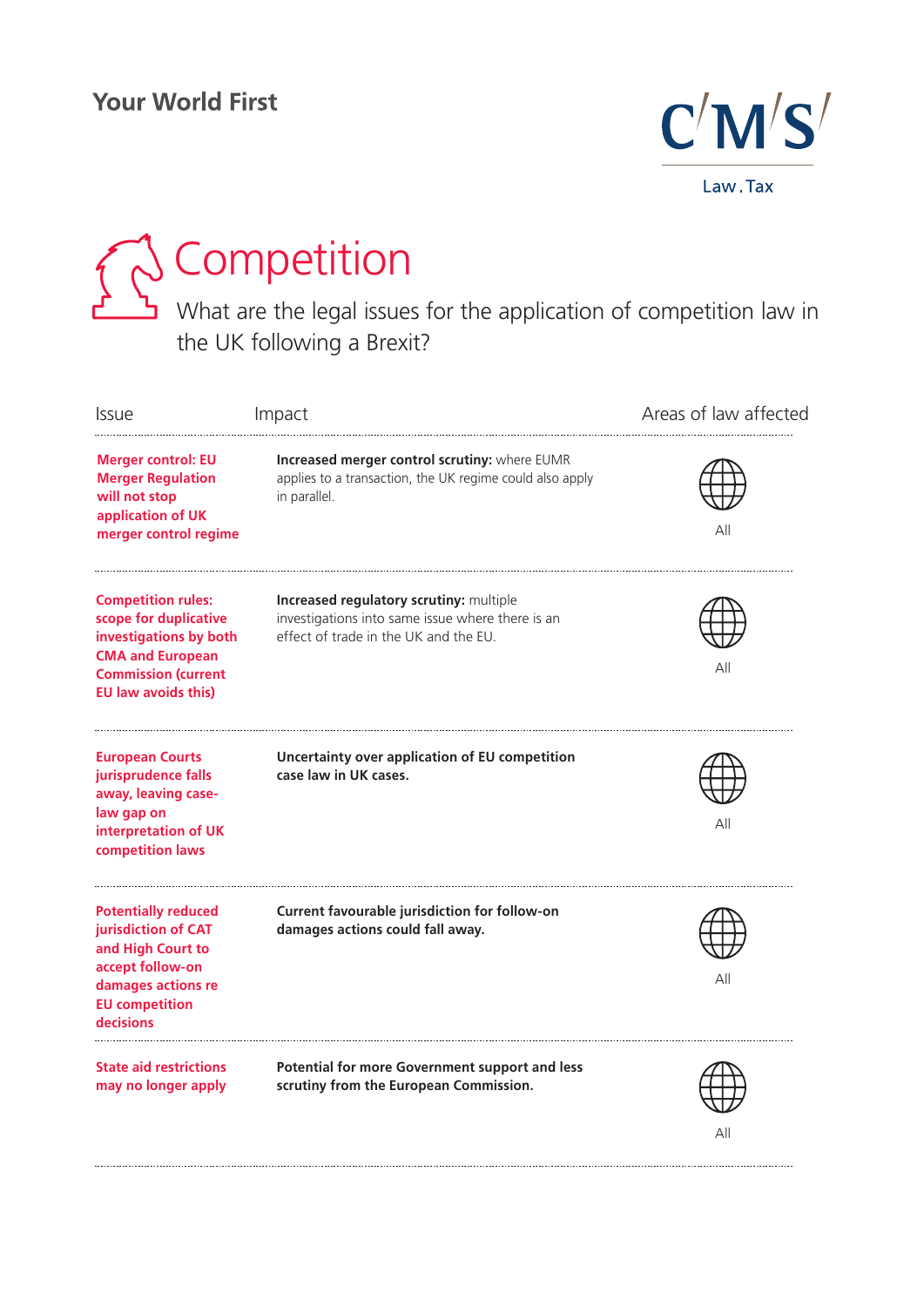Your World First

CMS Law.Tax

# Competition

## What are the legal issues for the application of competition law in the UK following a Brexit?

| Issue | Impact | Areas of law affected |
|---|---|---|
| **Merger control: EU Merger Regulation will not stop application of UK merger control regime** | **Increased merger control scrutiny:** where EUMR applies to a transaction, the UK regime could also apply in parallel. | All |
| **Competition rules: scope for duplicative investigations by both CMA and European Commission (current EU law avoids this)** | **Increased regulatory scrutiny:** multiple investigations into same issue where there is an effect of trade in the UK and the EU. | All |
| **European Courts jurisprudence falls away, leaving case-law gap on interpretation of UK competition laws** | **Uncertainty over application of EU competition case law in UK cases.** | All |
| **Potentially reduced jurisdiction of CAT and High Court to accept follow-on damages actions re EU competition decisions** | **Current favourable jurisdiction for follow-on damages actions could fall away.** | All |
| **State aid restrictions may no longer apply** | **Potential for more Government support and less scrutiny from the European Commission.** | All |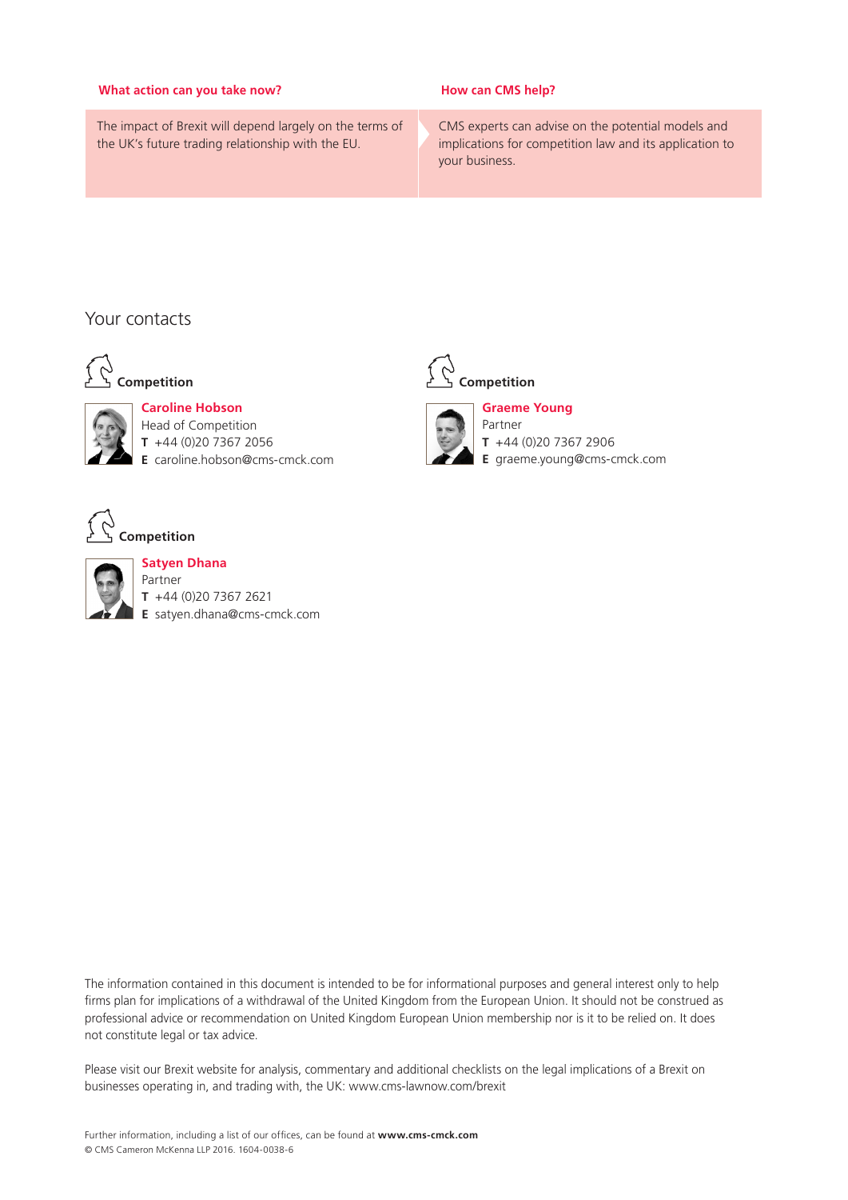**What action can you take now?**

The impact of Brexit will depend largely on the terms of the UK's future trading relationship with the EU.

**How can CMS help?**

CMS experts can advise on the potential models and implications for competition law and its application to your business.

## Your contacts

**Competition**

**Caroline Hobson**
Head of Competition
**T** +44 (0)20 7367 2056
**E** caroline.hobson@cms-cmck.com

**Competition**

**Graeme Young**
Partner
**T** +44 (0)20 7367 2906
**E** graeme.young@cms-cmck.com

**Competition**

**Satyen Dhana**
Partner
**T** +44 (0)20 7367 2621
**E** satyen.dhana@cms-cmck.com

The information contained in this document is intended to be for informational purposes and general interest only to help firms plan for implications of a withdrawal of the United Kingdom from the European Union. It should not be construed as professional advice or recommendation on United Kingdom European Union membership nor is it to be relied on. It does not constitute legal or tax advice.

Please visit our Brexit website for analysis, commentary and additional checklists on the legal implications of a Brexit on businesses operating in, and trading with, the UK: www.cms-lawnow.com/brexit

Further information, including a list of our offices, can be found at **www.cms-cmck.com**
© CMS Cameron McKenna LLP 2016. 1604-0038-6